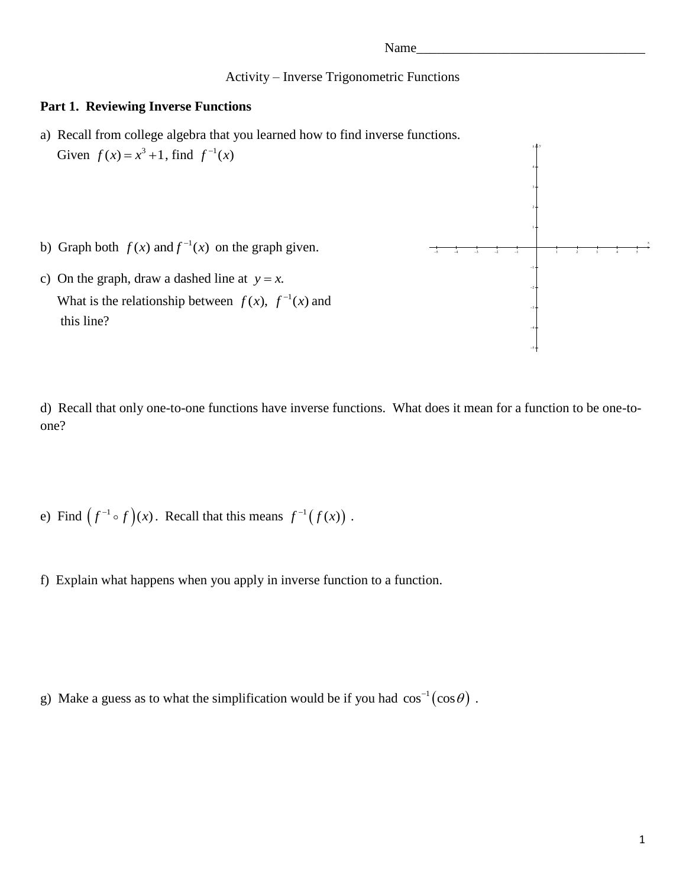Name___________________________________

Activity – Inverse Trigonometric Functions

**Part 1. Reviewing Inverse Functions**

a) Recall from college algebra that you learned how to find inverse functions.
Given $f(x) = x^3 + 1$, find $f^{-1}(x)$

b) Graph both $f(x)$ and $f^{-1}(x)$ on the graph given.

c) On the graph, draw a dashed line at $y = x$.
What is the relationship between $f(x)$, $f^{-1}(x)$ and this line?

d) Recall that only one-to-one functions have inverse functions. What does it mean for a function to be one-to-one?

e) Find $\left(f^{-1} \circ f\right)(x)$. Recall that this means $f^{-1}\left(f(x)\right)$.

f) Explain what happens when you apply in inverse function to a function.

g) Make a guess as to what the simplification would be if you had $\cos^{-1}\left(\cos\theta\right)$.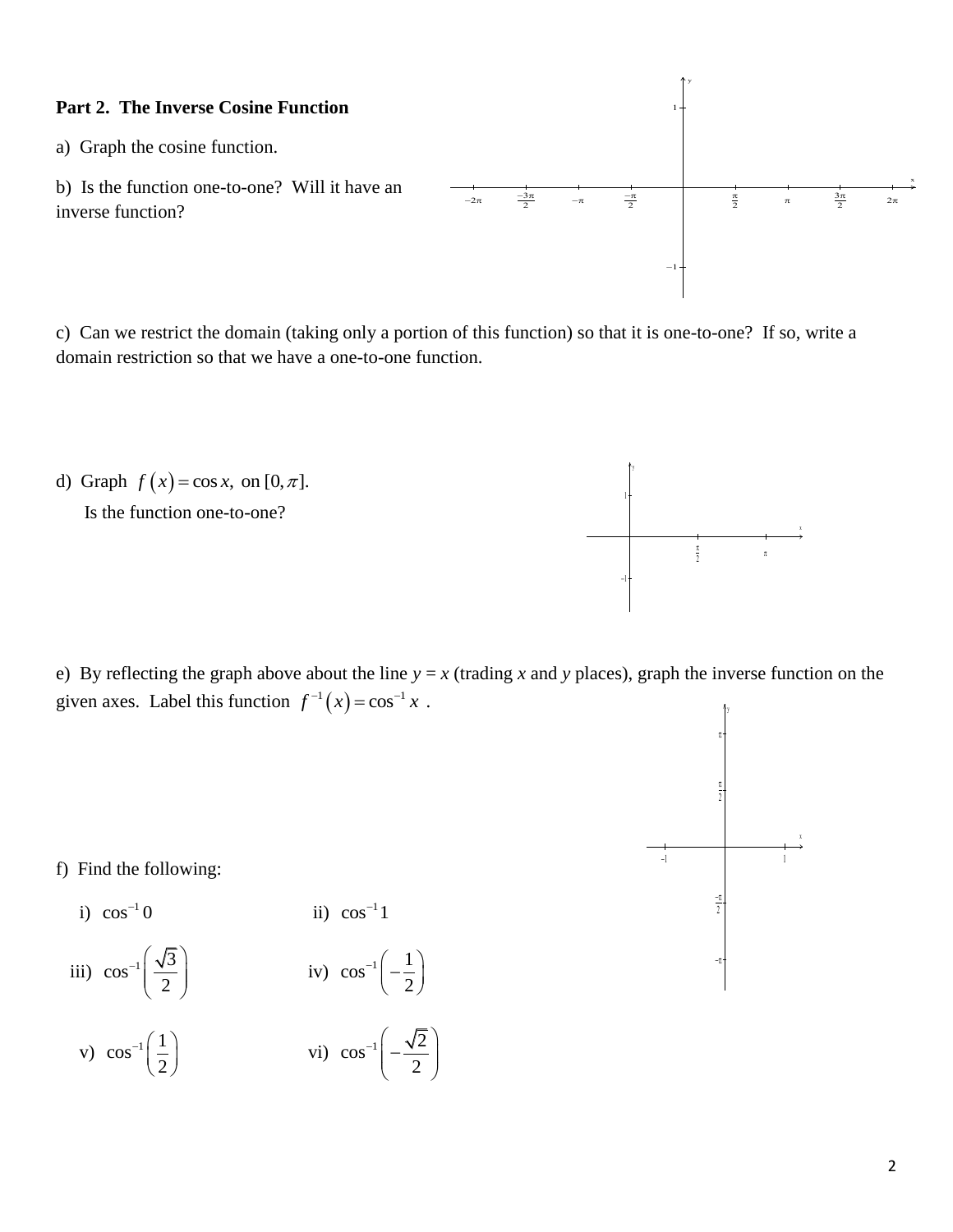**Part 2. The Inverse Cosine Function**

a) Graph the cosine function.

b) Is the function one-to-one? Will it have an inverse function?

c) Can we restrict the domain (taking only a portion of this function) so that it is one-to-one? If so, write a domain restriction so that we have a one-to-one function.

d) Graph $f(x) = \cos x$, on $[0, \pi]$.

Is the function one-to-one?

e) By reflecting the graph above about the line $y = x$ (trading $x$ and $y$ places), graph the inverse function on the given axes. Label this function $f^{-1}(x) = \cos^{-1} x$ .

f) Find the following:

i) $\cos^{-1} 0$

ii) $\cos^{-1} 1$

iii) $\cos^{-1}\left(\frac{\sqrt{3}}{2}\right)$

iv) $\cos^{-1}\left(-\frac{1}{2}\right)$

v) $\cos^{-1}\left(\frac{1}{2}\right)$

vi) $\cos^{-1}\left(-\frac{\sqrt{2}}{2}\right)$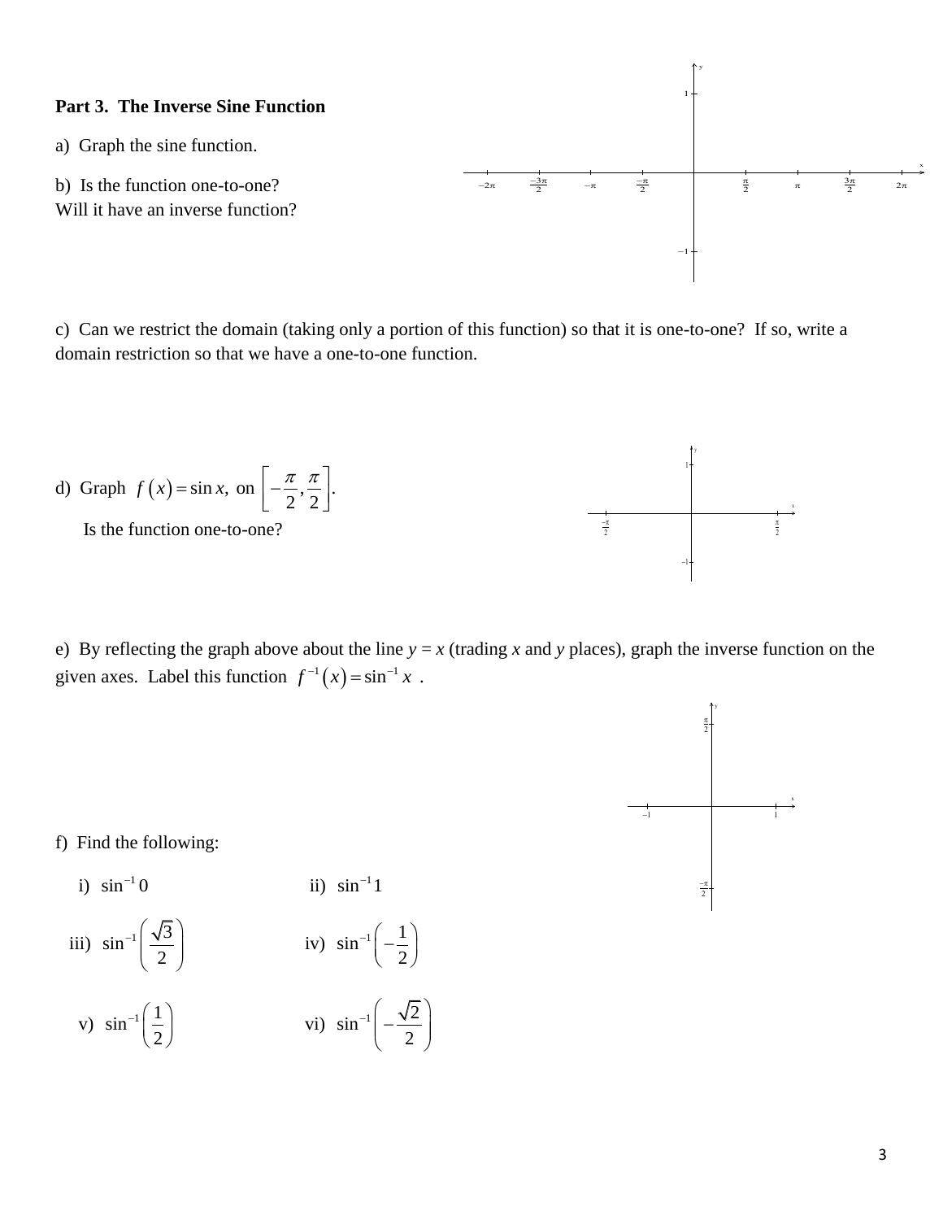**Part 3. The Inverse Sine Function**

a) Graph the sine function.

b) Is the function one-to-one?
Will it have an inverse function?

c) Can we restrict the domain (taking only a portion of this function) so that it is one-to-one? If so, write a domain restriction so that we have a one-to-one function.

d) Graph $f(x) = \sin x$, on $\left[-\frac{\pi}{2}, \frac{\pi}{2}\right]$.

Is the function one-to-one?

e) By reflecting the graph above about the line *y* = *x* (trading *x* and *y* places), graph the inverse function on the given axes. Label this function $f^{-1}(x) = \sin^{-1} x$ .

f) Find the following:

i) $\sin^{-1} 0$

ii) $\sin^{-1} 1$

iii) $\sin^{-1}\left(\frac{\sqrt{3}}{2}\right)$

iv) $\sin^{-1}\left(-\frac{1}{2}\right)$

v) $\sin^{-1}\left(\frac{1}{2}\right)$

vi) $\sin^{-1}\left(-\frac{\sqrt{2}}{2}\right)$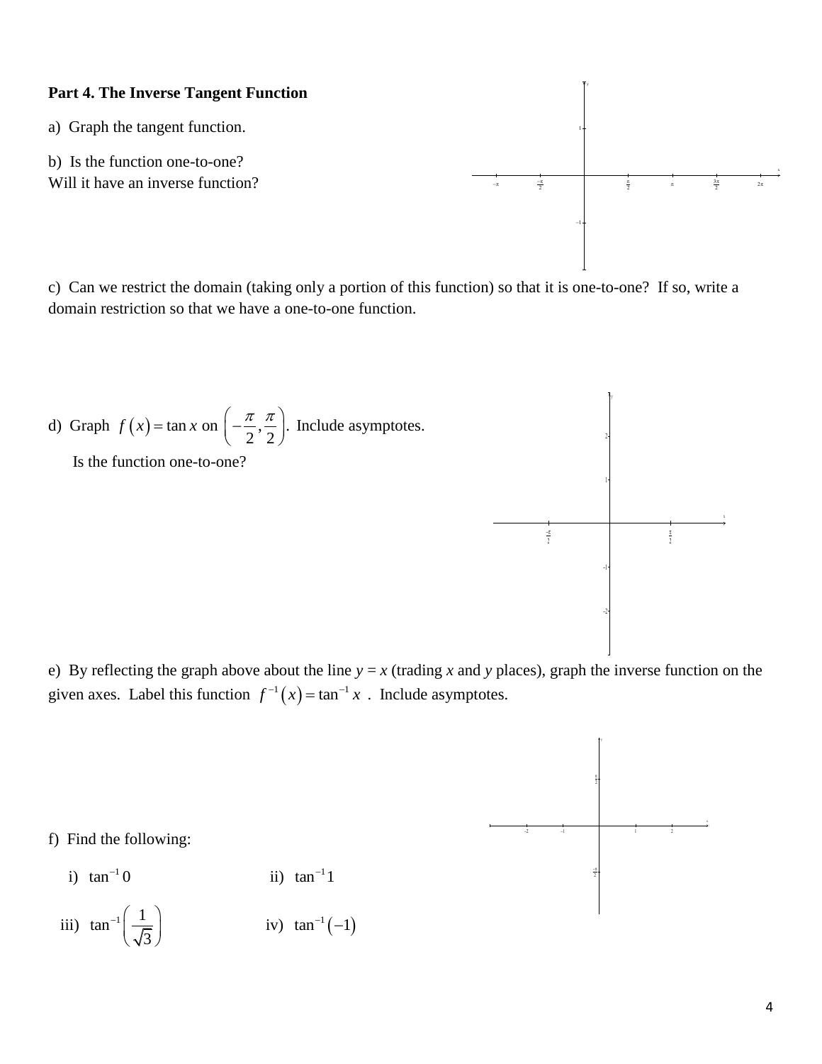**Part 4. The Inverse Tangent Function**

a) Graph the tangent function.

b) Is the function one-to-one?
Will it have an inverse function?

c) Can we restrict the domain (taking only a portion of this function) so that it is one-to-one? If so, write a domain restriction so that we have a one-to-one function.

d) Graph $f(x) = \tan x$ on $\left(-\frac{\pi}{2}, \frac{\pi}{2}\right)$. Include asymptotes.

Is the function one-to-one?

e) By reflecting the graph above about the line *y* = *x* (trading *x* and *y* places), graph the inverse function on the given axes. Label this function $f^{-1}(x) = \tan^{-1} x$. Include asymptotes.

f) Find the following:

i) $\tan^{-1} 0$

ii) $\tan^{-1} 1$

iii) $\tan^{-1}\left(\frac{1}{\sqrt{3}}\right)$

iv) $\tan^{-1}(-1)$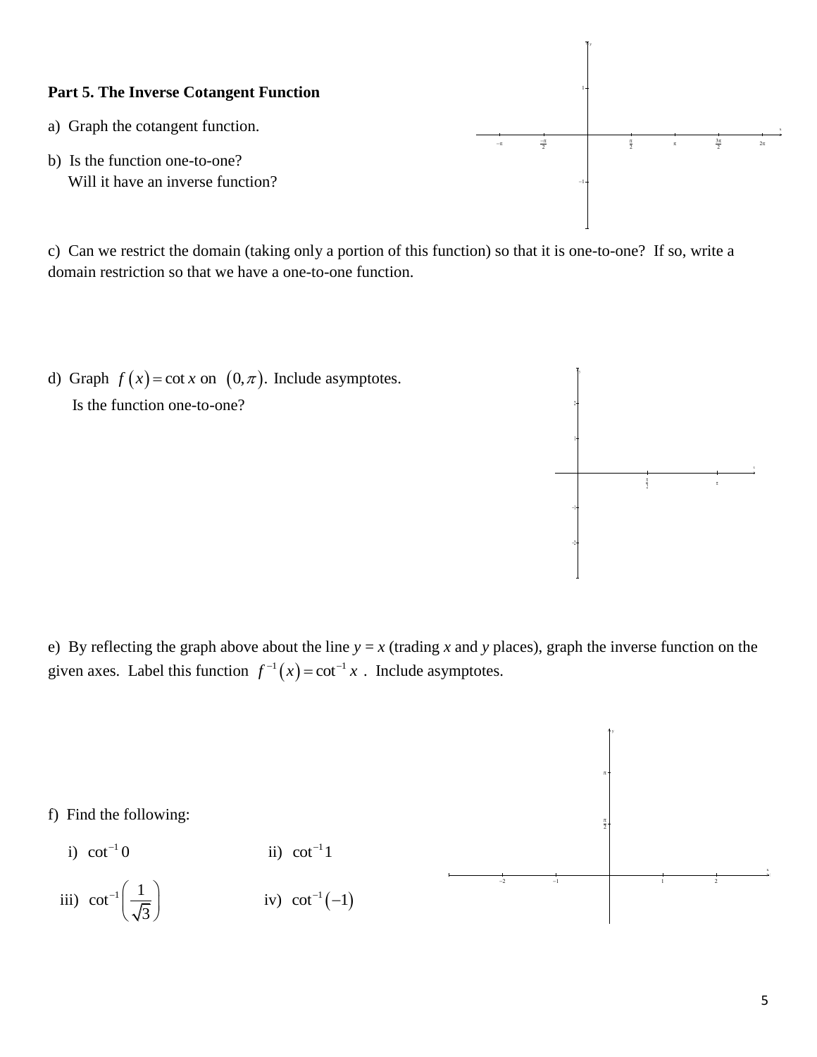**Part 5. The Inverse Cotangent Function**

a) Graph the cotangent function.

b) Is the function one-to-one?
Will it have an inverse function?

c) Can we restrict the domain (taking only a portion of this function) so that it is one-to-one? If so, write a domain restriction so that we have a one-to-one function.

d) Graph $f(x) = \cot x$ on $(0, \pi)$. Include asymptotes.
Is the function one-to-one?

e) By reflecting the graph above about the line *y* = *x* (trading *x* and *y* places), graph the inverse function on the given axes. Label this function $f^{-1}(x) = \cot^{-1} x$ . Include asymptotes.

f) Find the following:

i) $\cot^{-1} 0$

ii) $\cot^{-1} 1$

iii) $\cot^{-1}\left(\frac{1}{\sqrt{3}}\right)$

iv) $\cot^{-1}(-1)$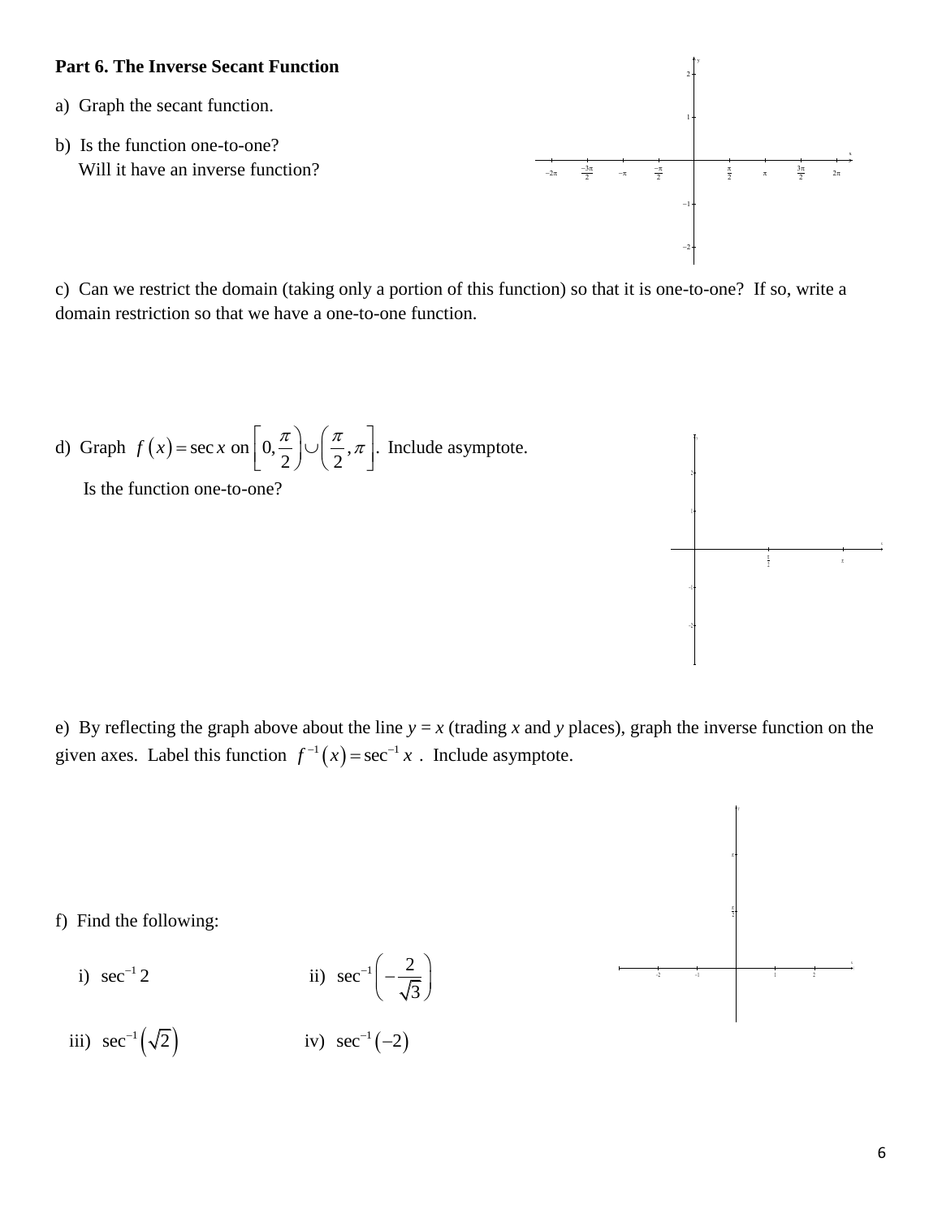**Part 6. The Inverse Secant Function**

a) Graph the secant function.

b) Is the function one-to-one?
Will it have an inverse function?

c) Can we restrict the domain (taking only a portion of this function) so that it is one-to-one? If so, write a domain restriction so that we have a one-to-one function.

d) Graph $f(x) = \sec x$ on $\left[0, \frac{\pi}{2}\right) \cup \left(\frac{\pi}{2}, \pi\right]$. Include asymptote.

Is the function one-to-one?

e) By reflecting the graph above about the line *y* = *x* (trading *x* and *y* places), graph the inverse function on the given axes. Label this function $f^{-1}(x) = \sec^{-1} x$. Include asymptote.

f) Find the following:

i) $\sec^{-1} 2$

ii) $\sec^{-1}\left(-\frac{2}{\sqrt{3}}\right)$

iii) $\sec^{-1}\left(\sqrt{2}\right)$

iv) $\sec^{-1}(-2)$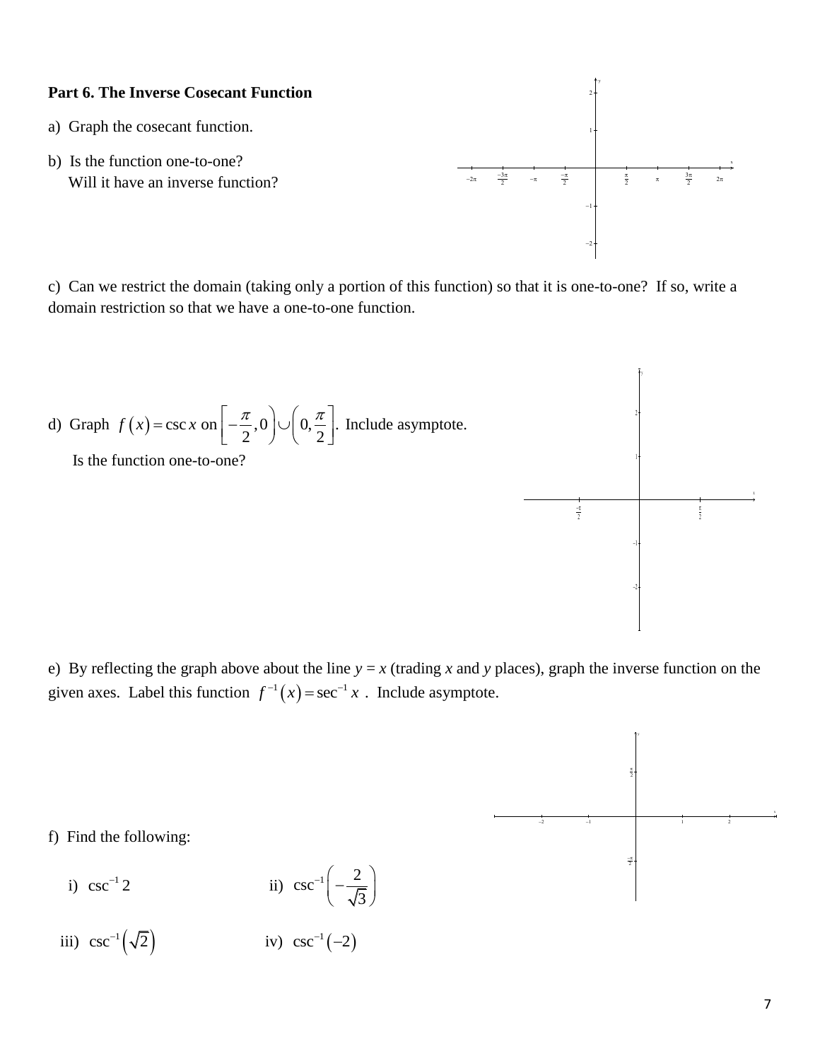**Part 6. The Inverse Cosecant Function**

a) Graph the cosecant function.

b) Is the function one-to-one?
Will it have an inverse function?

c) Can we restrict the domain (taking only a portion of this function) so that it is one-to-one? If so, write a domain restriction so that we have a one-to-one function.

d) Graph $f(x) = \csc x$ on $\left[-\dfrac{\pi}{2}, 0\right) \cup \left(0, \dfrac{\pi}{2}\right]$. Include asymptote.

Is the function one-to-one?

e) By reflecting the graph above about the line *y* = *x* (trading *x* and *y* places), graph the inverse function on the given axes. Label this function $f^{-1}(x) = \sec^{-1} x$. Include asymptote.

f) Find the following:

i) $\csc^{-1} 2$ ii) $\csc^{-1}\left(-\dfrac{2}{\sqrt{3}}\right)$

iii) $\csc^{-1}\left(\sqrt{2}\right)$ iv) $\csc^{-1}(-2)$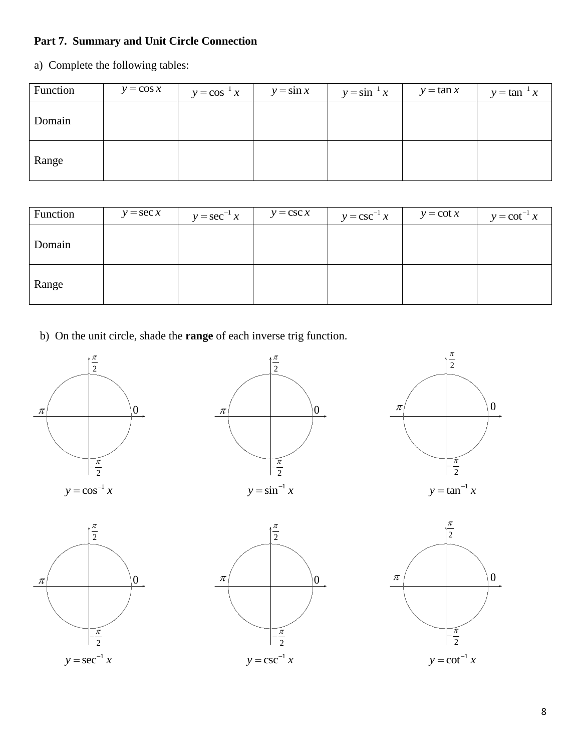**Part 7. Summary and Unit Circle Connection**

a) Complete the following tables:

| Function | $y=\cos x$ | $y=\cos^{-1} x$ | $y=\sin x$ | $y=\sin^{-1} x$ | $y=\tan x$ | $y=\tan^{-1} x$ |
|---|---|---|---|---|---|---|
| Domain | | | | | | |
| Range | | | | | | |

| Function | $y=\sec x$ | $y=\sec^{-1} x$ | $y=\csc x$ | $y=\csc^{-1} x$ | $y=\cot x$ | $y=\cot^{-1} x$ |
|---|---|---|---|---|---|---|
| Domain | | | | | | |
| Range | | | | | | |

b) On the unit circle, shade the **range** of each inverse trig function.

$\frac{\pi}{2}$

$\pi$ 0

$-\frac{\pi}{2}$

$y=\cos^{-1} x$

$\frac{\pi}{2}$

$\pi$ 0

$-\frac{\pi}{2}$

$y=\sin^{-1} x$

$\frac{\pi}{2}$

$\pi$ 0

$-\frac{\pi}{2}$

$y=\tan^{-1} x$

$\frac{\pi}{2}$

$\pi$ 0

$-\frac{\pi}{2}$

$y=\sec^{-1} x$

$\frac{\pi}{2}$

$\pi$ 0

$-\frac{\pi}{2}$

$y=\csc^{-1} x$

$\frac{\pi}{2}$

$\pi$ 0

$-\frac{\pi}{2}$

$y=\cot^{-1} x$